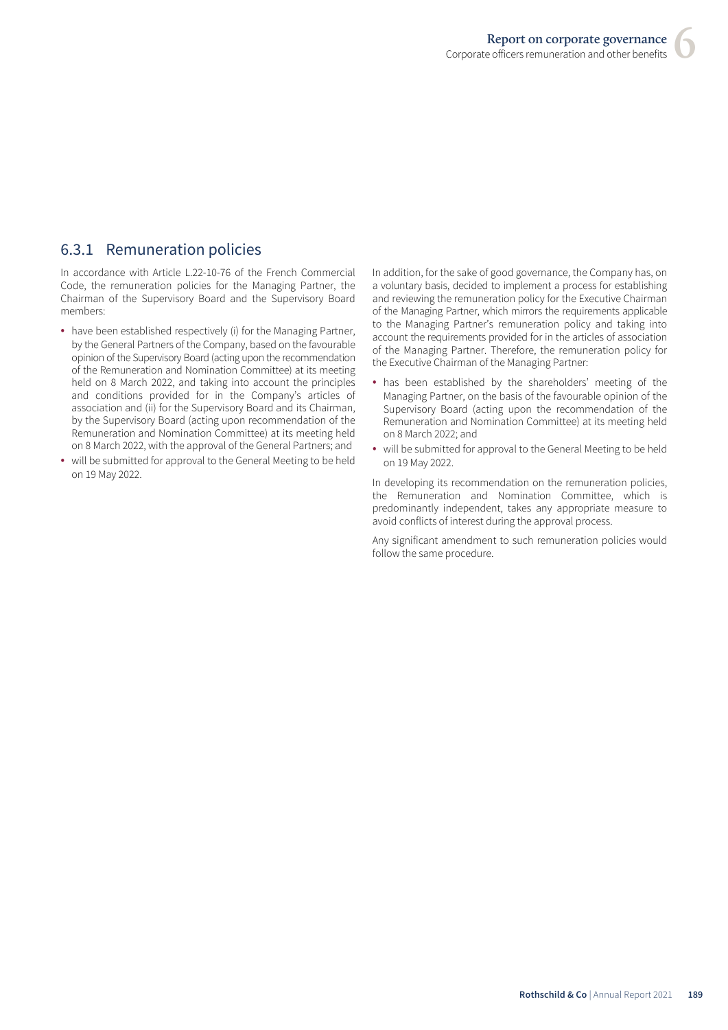## 6.3.1 Remuneration policies

In accordance with Article L.22-10-76 of the French Commercial Code, the remuneration policies for the Managing Partner, the Chairman of the Supervisory Board and the Supervisory Board members:

- have been established respectively (i) for the Managing Partner, by the General Partners of the Company, based on the favourable opinion of the Supervisory Board (acting upon the recommendation of the Remuneration and Nomination Committee) at its meeting held on 8 March 2022, and taking into account the principles and conditions provided for in the Company's articles of association and (ii) for the Supervisory Board and its Chairman, by the Supervisory Board (acting upon recommendation of the Remuneration and Nomination Committee) at its meeting held on 8 March 2022, with the approval of the General Partners; and
- will be submitted for approval to the General Meeting to be held on 19 May 2022.

In addition, for the sake of good governance, the Company has, on a voluntary basis, decided to implement a process for establishing and reviewing the remuneration policy for the Executive Chairman of the Managing Partner, which mirrors the requirements applicable to the Managing Partner's remuneration policy and taking into account the requirements provided for in the articles of association of the Managing Partner. Therefore, the remuneration policy for the Executive Chairman of the Managing Partner:

- has been established by the shareholders' meeting of the Managing Partner, on the basis of the favourable opinion of the Supervisory Board (acting upon the recommendation of the Remuneration and Nomination Committee) at its meeting held on 8 March 2022; and
- will be submitted for approval to the General Meeting to be held on 19 May 2022.

In developing its recommendation on the remuneration policies, the Remuneration and Nomination Committee, which is predominantly independent, takes any appropriate measure to avoid conflicts of interest during the approval process.

Any significant amendment to such remuneration policies would follow the same procedure.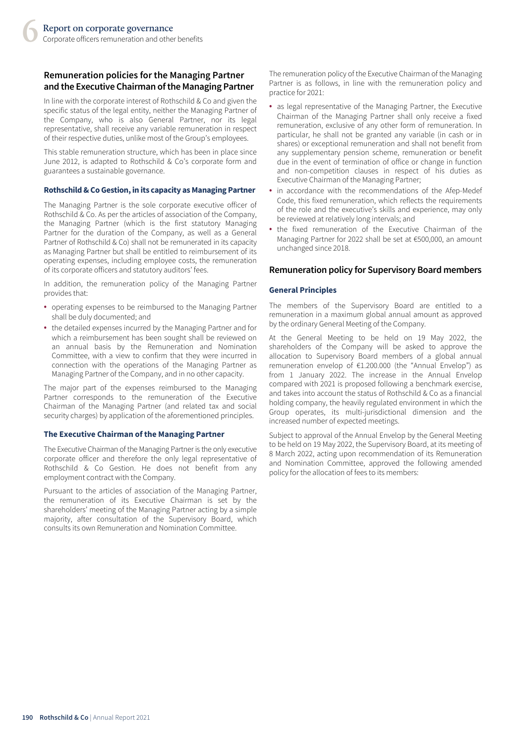## Remuneration policies for the Managing Partner and the Executive Chairman of the Managing Partner

In line with the corporate interest of Rothschild & Co and given the specific status of the legal entity, neither the Managing Partner of the Company, who is also General Partner, nor its legal representative, shall receive any variable remuneration in respect of their respective duties, unlike most of the Group's employees.

This stable remuneration structure, which has been in place since June 2012, is adapted to Rothschild & Co's corporate form and guarantees a sustainable governance.

### Rothschild & Co Gestion, in its capacity as Managing Partner

The Managing Partner is the sole corporate executive officer of Rothschild & Co. As per the articles of association of the Company, the Managing Partner (which is the first statutory Managing Partner for the duration of the Company, as well as a General Partner of Rothschild & Co) shall not be remunerated in its capacity as Managing Partner but shall be entitled to reimbursement of its operating expenses, including employee costs, the remuneration of its corporate officers and statutory auditors' fees.

In addition, the remuneration policy of the Managing Partner provides that:

- operating expenses to be reimbursed to the Managing Partner shall be duly documented; and
- the detailed expenses incurred by the Managing Partner and for which a reimbursement has been sought shall be reviewed on an annual basis by the Remuneration and Nomination Committee, with a view to confirm that they were incurred in connection with the operations of the Managing Partner as Managing Partner of the Company, and in no other capacity.

The major part of the expenses reimbursed to the Managing Partner corresponds to the remuneration of the Executive Chairman of the Managing Partner (and related tax and social security charges) by application of the aforementioned principles.

### The Executive Chairman of the Managing Partner

The Executive Chairman of the Managing Partner is the only executive corporate officer and therefore the only legal representative of Rothschild & Co Gestion. He does not benefit from any employment contract with the Company.

Pursuant to the articles of association of the Managing Partner, the remuneration of its Executive Chairman is set by the shareholders' meeting of the Managing Partner acting by a simple majority, after consultation of the Supervisory Board, which consults its own Remuneration and Nomination Committee.

The remuneration policy of the Executive Chairman of the Managing Partner is as follows, in line with the remuneration policy and practice for 2021:

- as legal representative of the Managing Partner, the Executive Chairman of the Managing Partner shall only receive a fixed remuneration, exclusive of any other form of remuneration. In particular, he shall not be granted any variable (in cash or in shares) or exceptional remuneration and shall not benefit from any supplementary pension scheme, remuneration or benefit due in the event of termination of office or change in function and non-competition clauses in respect of his duties as Executive Chairman of the Managing Partner;
- in accordance with the recommendations of the Afep-Medef Code, this fixed remuneration, which reflects the requirements of the role and the executive's skills and experience, may only be reviewed at relatively long intervals; and
- the fixed remuneration of the Executive Chairman of the Managing Partner for 2022 shall be set at €500,000, an amount unchanged since 2018.

## Remuneration policy for Supervisory Board members

### General Principles

The members of the Supervisory Board are entitled to a remuneration in a maximum global annual amount as approved by the ordinary General Meeting of the Company.

At the General Meeting to be held on 19 May 2022, the shareholders of the Company will be asked to approve the allocation to Supervisory Board members of a global annual remuneration envelop of €1.200.000 (the "Annual Envelop") as from 1 January 2022. The increase in the Annual Envelop compared with 2021 is proposed following a benchmark exercise, and takes into account the status of Rothschild & Co as a financial holding company, the heavily regulated environment in which the Group operates, its multi-jurisdictional dimension and the increased number of expected meetings.

Subject to approval of the Annual Envelop by the General Meeting to be held on 19 May 2022, the Supervisory Board, at its meeting of 8 March 2022, acting upon recommendation of its Remuneration and Nomination Committee, approved the following amended policy for the allocation of fees to its members: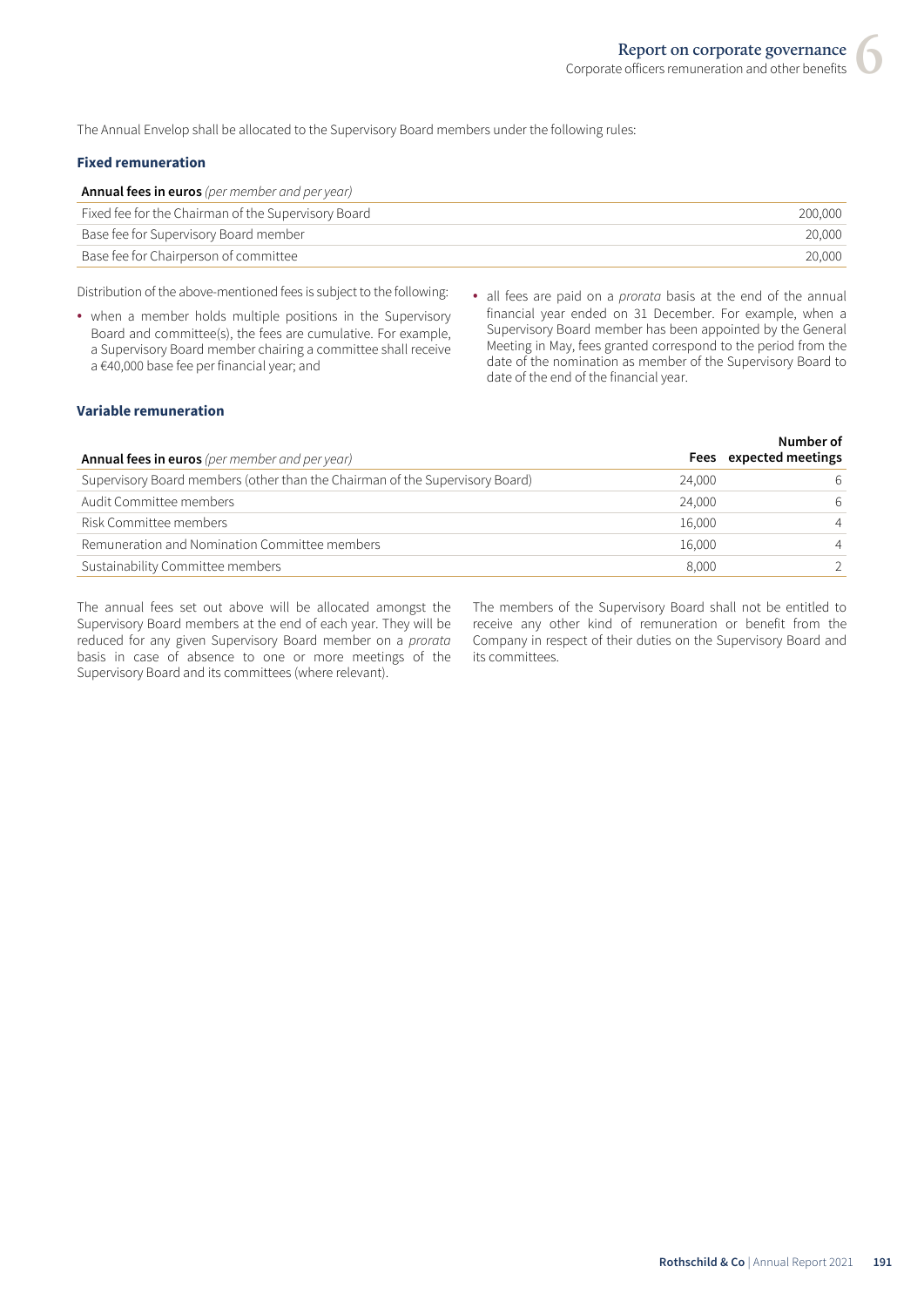The Annual Envelop shall be allocated to the Supervisory Board members under the following rules:

### Fixed remuneration

| **Annual fees in euros** *(per member and per year)* | |
|---|---|
| Fixed fee for the Chairman of the Supervisory Board | 200,000 |
| Base fee for Supervisory Board member | 20,000 |
| Base fee for Chairperson of committee | 20,000 |

Distribution of the above-mentioned fees is subject to the following:

- when a member holds multiple positions in the Supervisory Board and committee(s), the fees are cumulative. For example, a Supervisory Board member chairing a committee shall receive a €40,000 base fee per financial year; and
- all fees are paid on a *prorata* basis at the end of the annual financial year ended on 31 December. For example, when a Supervisory Board member has been appointed by the General Meeting in May, fees granted correspond to the period from the date of the nomination as member of the Supervisory Board to date of the end of the financial year.

### Variable remuneration

| **Annual fees in euros** *(per member and per year)* | **Fees** | **Number of expected meetings** |
|---|---|---|
| Supervisory Board members (other than the Chairman of the Supervisory Board) | 24,000 | 6 |
| Audit Committee members | 24,000 | 6 |
| Risk Committee members | 16,000 | 4 |
| Remuneration and Nomination Committee members | 16,000 | 4 |
| Sustainability Committee members | 8,000 | 2 |

The annual fees set out above will be allocated amongst the Supervisory Board members at the end of each year. They will be reduced for any given Supervisory Board member on a *prorata* basis in case of absence to one or more meetings of the Supervisory Board and its committees (where relevant).

The members of the Supervisory Board shall not be entitled to receive any other kind of remuneration or benefit from the Company in respect of their duties on the Supervisory Board and its committees.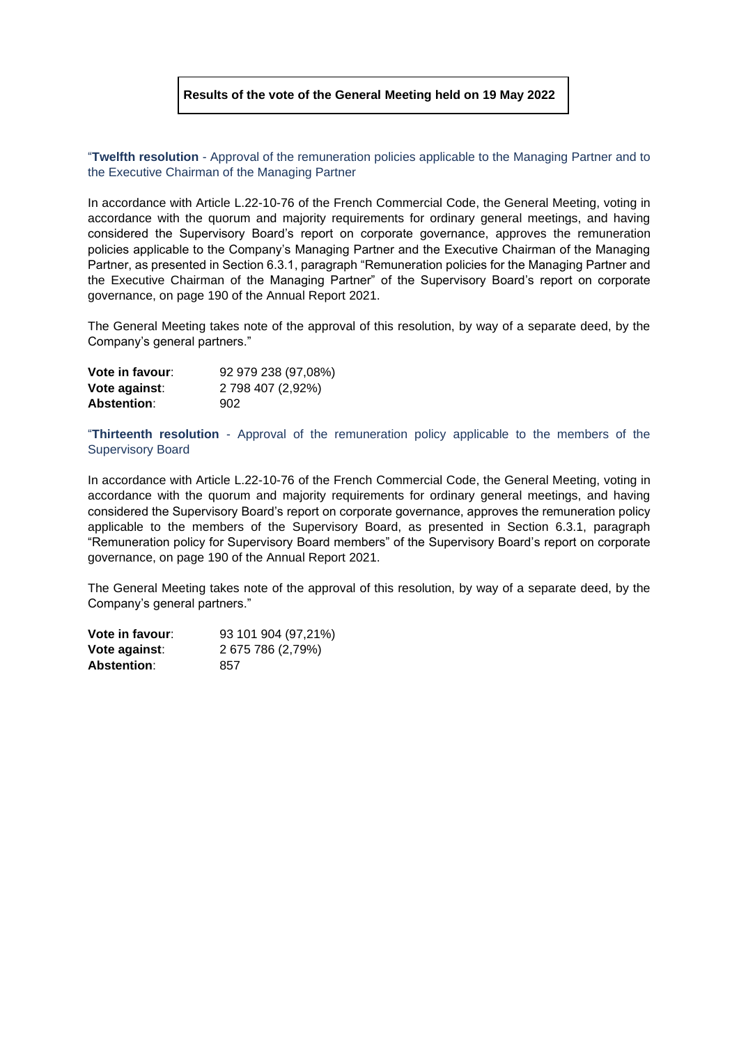**Results of the vote of the General Meeting held on 19 May 2022**

"**Twelfth resolution** - Approval of the remuneration policies applicable to the Managing Partner and to the Executive Chairman of the Managing Partner

In accordance with Article L.22-10-76 of the French Commercial Code, the General Meeting, voting in accordance with the quorum and majority requirements for ordinary general meetings, and having considered the Supervisory Board's report on corporate governance, approves the remuneration policies applicable to the Company's Managing Partner and the Executive Chairman of the Managing Partner, as presented in Section 6.3.1, paragraph "Remuneration policies for the Managing Partner and the Executive Chairman of the Managing Partner" of the Supervisory Board's report on corporate governance, on page 190 of the Annual Report 2021.

The General Meeting takes note of the approval of this resolution, by way of a separate deed, by the Company's general partners."

| | |
|---|---|
| **Vote in favour**: | 92 979 238 (97,08%) |
| **Vote against**: | 2 798 407 (2,92%) |
| **Abstention**: | 902 |

"**Thirteenth resolution** - Approval of the remuneration policy applicable to the members of the Supervisory Board

In accordance with Article L.22-10-76 of the French Commercial Code, the General Meeting, voting in accordance with the quorum and majority requirements for ordinary general meetings, and having considered the Supervisory Board's report on corporate governance, approves the remuneration policy applicable to the members of the Supervisory Board, as presented in Section 6.3.1, paragraph "Remuneration policy for Supervisory Board members" of the Supervisory Board's report on corporate governance, on page 190 of the Annual Report 2021.

The General Meeting takes note of the approval of this resolution, by way of a separate deed, by the Company's general partners."

| | |
|---|---|
| **Vote in favour**: | 93 101 904 (97,21%) |
| **Vote against**: | 2 675 786 (2,79%) |
| **Abstention**: | 857 |